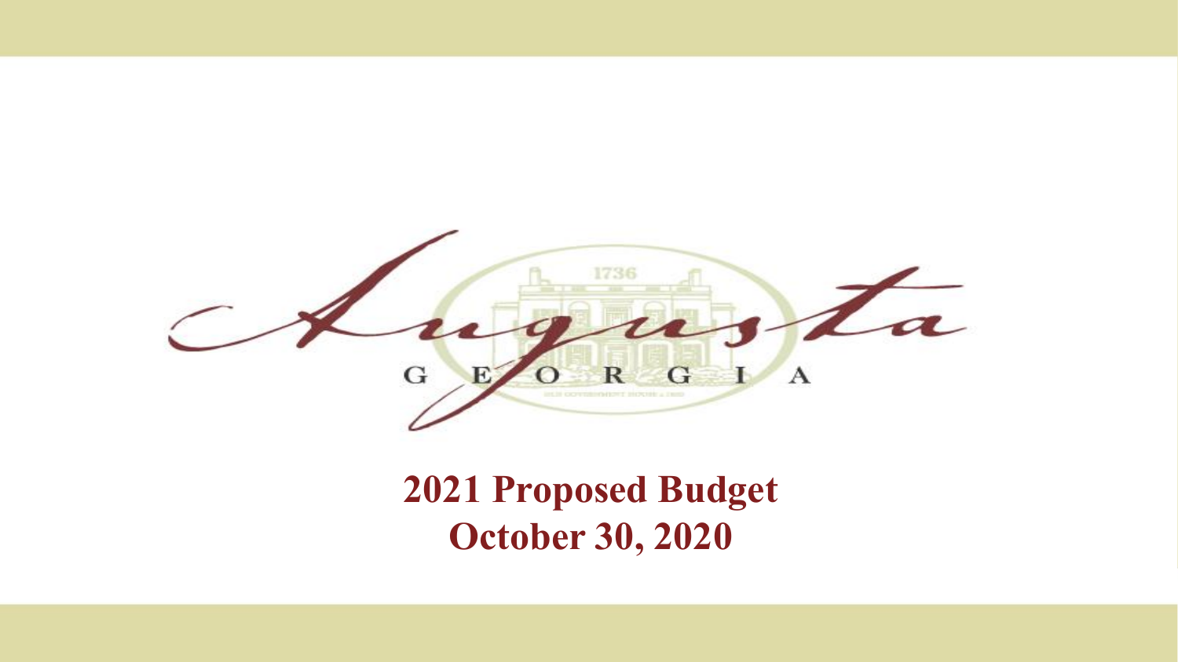Augusta

GEORGIA

# 2021 Proposed Budget
# October 30, 2020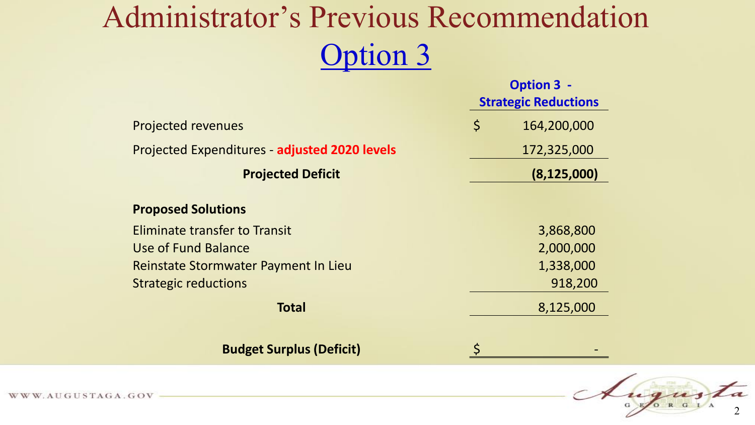# Administrator's Previous Recommendation

## Option 3

| | Option 3 - Strategic Reductions |
|---|---|
| Projected revenues | $ 164,200,000 |
| Projected Expenditures - **adjusted 2020 levels** | 172,325,000 |
| **Projected Deficit** | **(8,125,000)** |
| | |
| **Proposed Solutions** | |
| Eliminate transfer to Transit | 3,868,800 |
| Use of Fund Balance | 2,000,000 |
| Reinstate Stormwater Payment In Lieu | 1,338,000 |
| Strategic reductions | 918,200 |
| **Total** | 8,125,000 |
| | |
| **Budget Surplus (Deficit)** | $ - |

WWW.AUGUSTAGA.GOV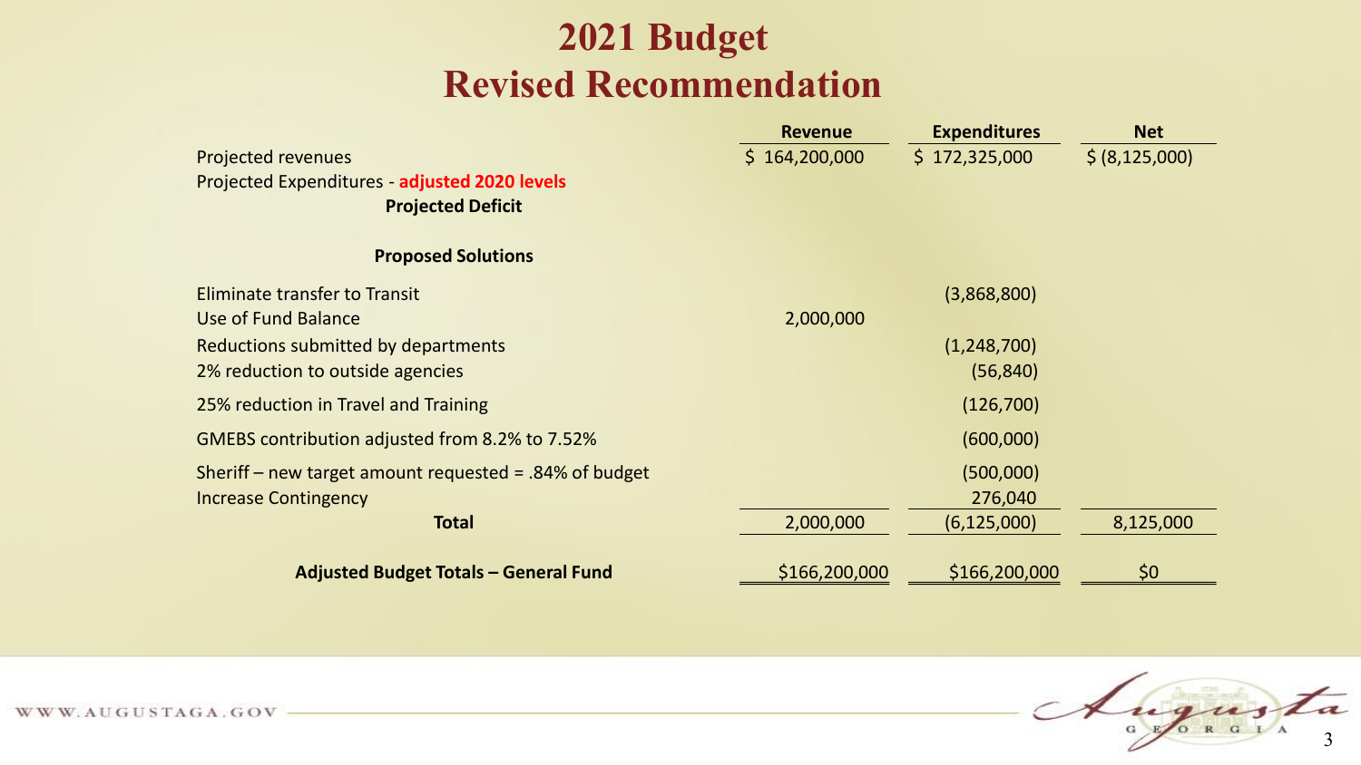# 2021 Budget
## Revised Recommendation

| | Revenue | Expenditures | Net |
|---|---|---|---|
| Projected revenues | $ 164,200,000 | $ 172,325,000 | $ (8,125,000) |
| Projected Expenditures - **adjusted 2020 levels** | | | |
| **Projected Deficit** | | | |
| | | | |
| **Proposed Solutions** | | | |
| Eliminate transfer to Transit | | (3,868,800) | |
| Use of Fund Balance | 2,000,000 | | |
| Reductions submitted by departments | | (1,248,700) | |
| 2% reduction to outside agencies | | (56,840) | |
| 25% reduction in Travel and Training | | (126,700) | |
| GMEBS contribution adjusted from 8.2% to 7.52% | | (600,000) | |
| Sheriff – new target amount requested = .84% of budget | | (500,000) | |
| Increase Contingency | | 276,040 | |
| **Total** | 2,000,000 | (6,125,000) | 8,125,000 |
| | | | |
| **Adjusted Budget Totals – General Fund** | $166,200,000 | $166,200,000 | $0 |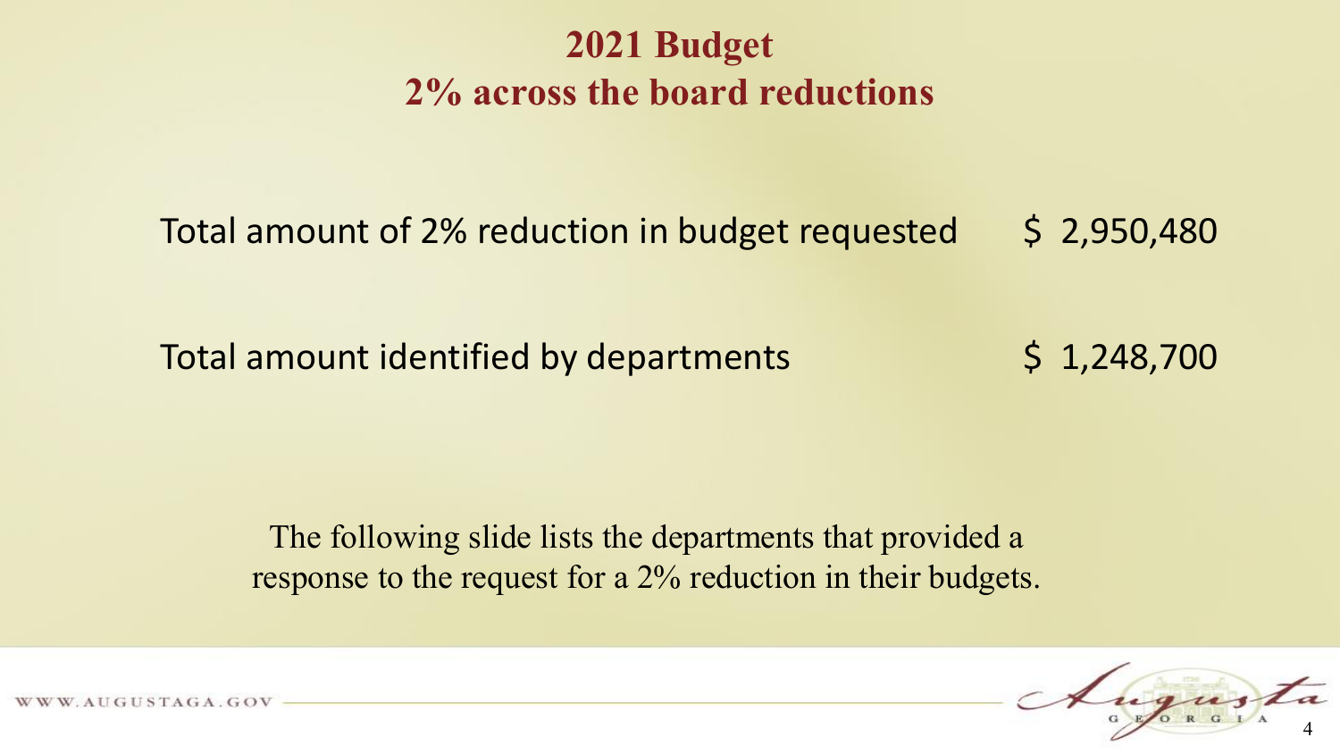# 2021 Budget
## 2% across the board reductions

| | |
|---|---|
| Total amount of 2% reduction in budget requested | $ 2,950,480 |
| Total amount identified by departments | $ 1,248,700 |

The following slide lists the departments that provided a response to the request for a 2% reduction in their budgets.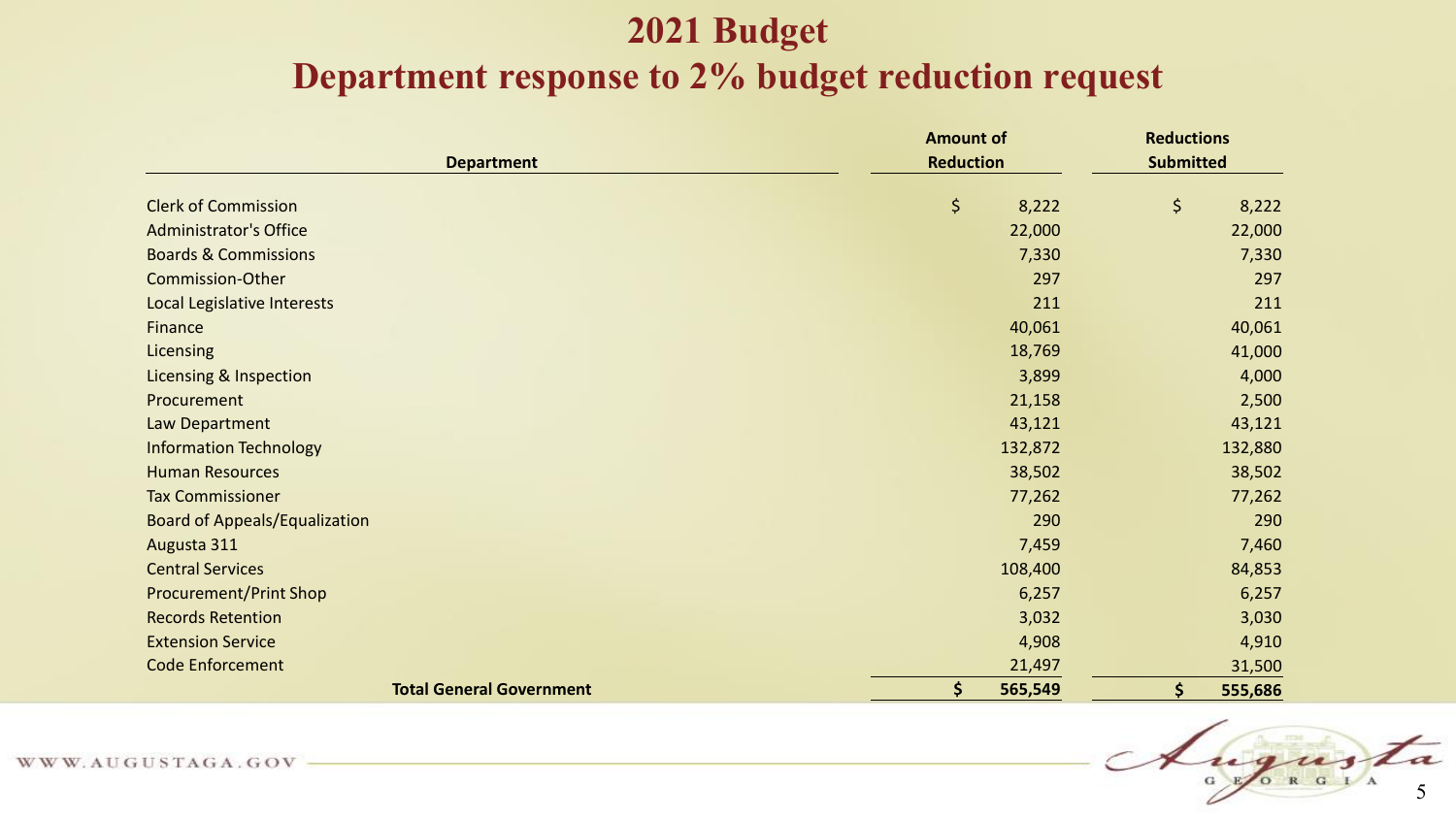# 2021 Budget

## Department response to 2% budget reduction request

| Department | Amount of Reduction | Reductions Submitted |
|---|---|---|
| Clerk of Commission | $ 8,222 | $ 8,222 |
| Administrator's Office | 22,000 | 22,000 |
| Boards & Commissions | 7,330 | 7,330 |
| Commission-Other | 297 | 297 |
| Local Legislative Interests | 211 | 211 |
| Finance | 40,061 | 40,061 |
| Licensing | 18,769 | 41,000 |
| Licensing & Inspection | 3,899 | 4,000 |
| Procurement | 21,158 | 2,500 |
| Law Department | 43,121 | 43,121 |
| Information Technology | 132,872 | 132,880 |
| Human Resources | 38,502 | 38,502 |
| Tax Commissioner | 77,262 | 77,262 |
| Board of Appeals/Equalization | 290 | 290 |
| Augusta 311 | 7,459 | 7,460 |
| Central Services | 108,400 | 84,853 |
| Procurement/Print Shop | 6,257 | 6,257 |
| Records Retention | 3,032 | 3,030 |
| Extension Service | 4,908 | 4,910 |
| Code Enforcement | 21,497 | 31,500 |
| **Total General Government** | **$ 565,549** | **$ 555,686** |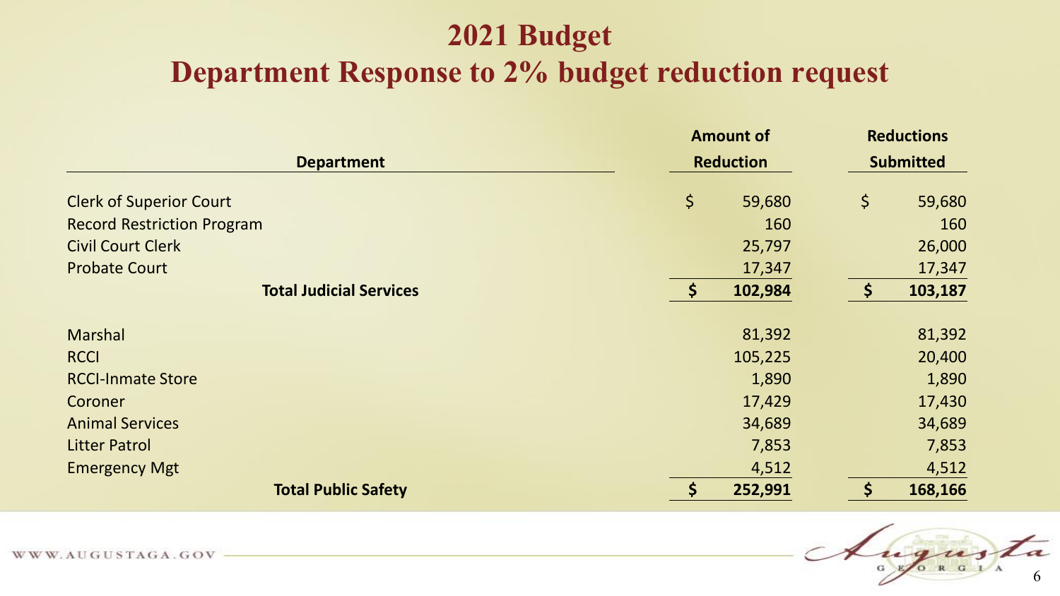# 2021 Budget

## Department Response to 2% budget reduction request

| Department | Amount of Reduction | Reductions Submitted |
|---|---|---|
| Clerk of Superior Court | $ 59,680 | $ 59,680 |
| Record Restriction Program | 160 | 160 |
| Civil Court Clerk | 25,797 | 26,000 |
| Probate Court | 17,347 | 17,347 |
| **Total Judicial Services** | **$ 102,984** | **$ 103,187** |
| | | |
| Marshal | 81,392 | 81,392 |
| RCCI | 105,225 | 20,400 |
| RCCI-Inmate Store | 1,890 | 1,890 |
| Coroner | 17,429 | 17,430 |
| Animal Services | 34,689 | 34,689 |
| Litter Patrol | 7,853 | 7,853 |
| Emergency Mgt | 4,512 | 4,512 |
| **Total Public Safety** | **$ 252,991** | **$ 168,166** |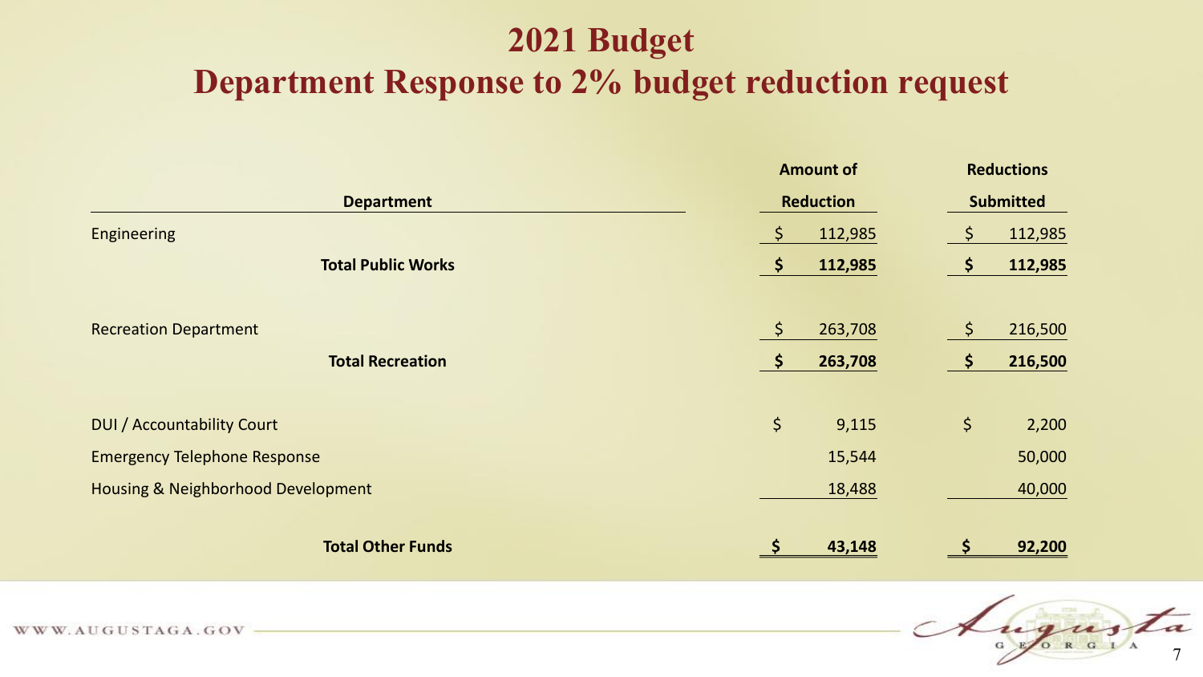# 2021 Budget
## Department Response to 2% budget reduction request

| Department | Amount of Reduction | Reductions Submitted |
|---|---|---|
| Engineering | $ 112,985 | $ 112,985 |
| **Total Public Works** | **$ 112,985** | **$ 112,985** |
| | | |
| Recreation Department | $ 263,708 | $ 216,500 |
| **Total Recreation** | **$ 263,708** | **$ 216,500** |
| | | |
| DUI / Accountability Court | $ 9,115 | $ 2,200 |
| Emergency Telephone Response | 15,544 | 50,000 |
| Housing & Neighborhood Development | 18,488 | 40,000 |
| **Total Other Funds** | **$ 43,148** | **$ 92,200** |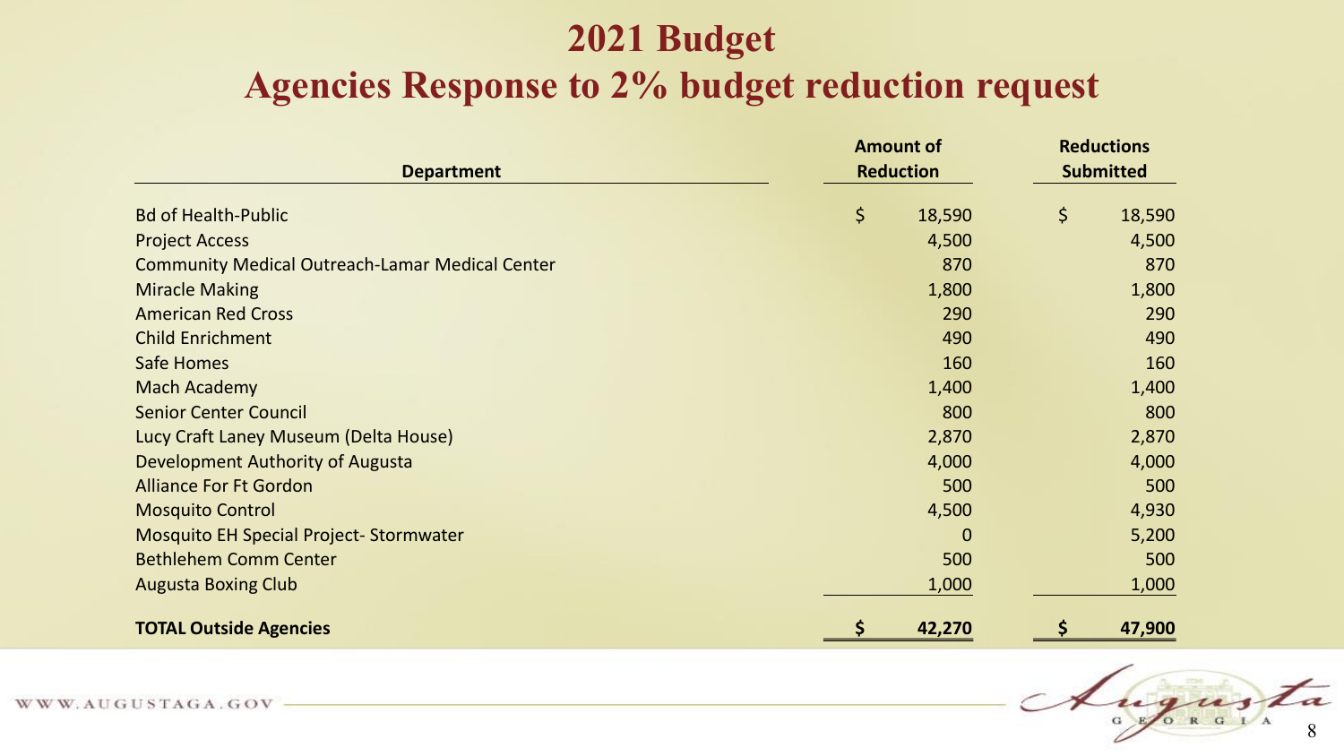# 2021 Budget

## Agencies Response to 2% budget reduction request

| Department | Amount of Reduction | Reductions Submitted |
|---|---|---|
| Bd of Health-Public | $ 18,590 | $ 18,590 |
| Project Access | 4,500 | 4,500 |
| Community Medical Outreach-Lamar Medical Center | 870 | 870 |
| Miracle Making | 1,800 | 1,800 |
| American Red Cross | 290 | 290 |
| Child Enrichment | 490 | 490 |
| Safe Homes | 160 | 160 |
| Mach Academy | 1,400 | 1,400 |
| Senior Center Council | 800 | 800 |
| Lucy Craft Laney Museum (Delta House) | 2,870 | 2,870 |
| Development Authority of Augusta | 4,000 | 4,000 |
| Alliance For Ft Gordon | 500 | 500 |
| Mosquito Control | 4,500 | 4,930 |
| Mosquito EH Special Project- Stormwater | 0 | 5,200 |
| Bethlehem Comm Center | 500 | 500 |
| Augusta Boxing Club | 1,000 | 1,000 |
| **TOTAL Outside Agencies** | **$ 42,270** | **$ 47,900** |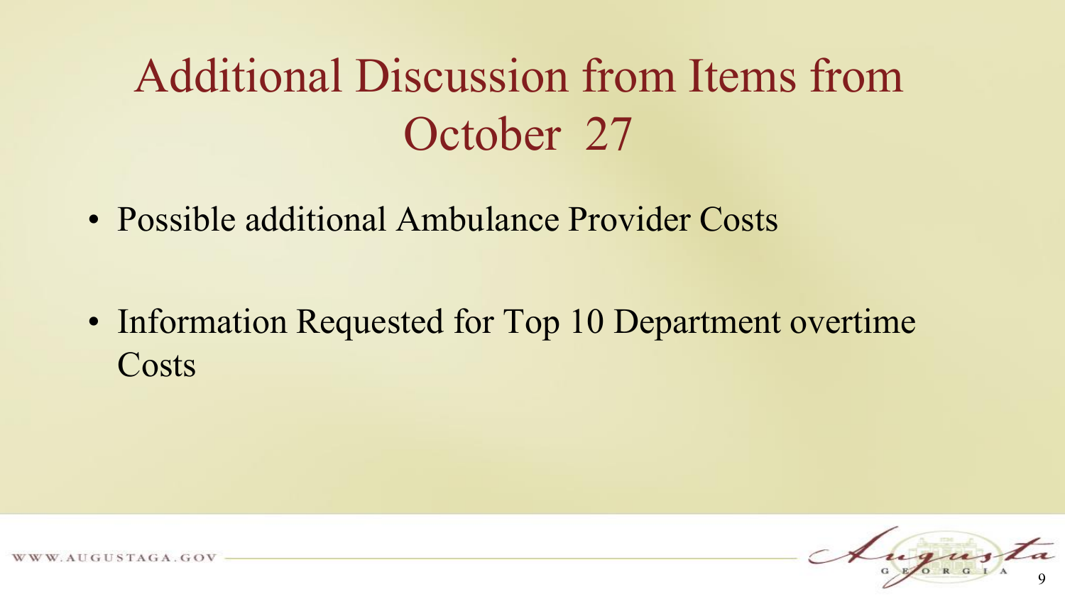# Additional Discussion from Items from October 27

- Possible additional Ambulance Provider Costs

- Information Requested for Top 10 Department overtime Costs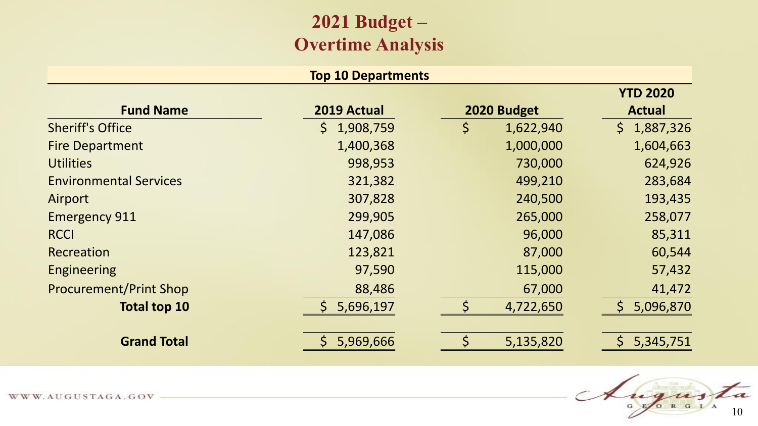# 2021 Budget – Overtime Analysis

**Top 10 Departments**

| Fund Name | 2019 Actual | 2020 Budget | YTD 2020 Actual |
|---|---|---|---|
| Sheriff's Office | $ 1,908,759 | $ 1,622,940 | $ 1,887,326 |
| Fire Department | 1,400,368 | 1,000,000 | 1,604,663 |
| Utilities | 998,953 | 730,000 | 624,926 |
| Environmental Services | 321,382 | 499,210 | 283,684 |
| Airport | 307,828 | 240,500 | 193,435 |
| Emergency 911 | 299,905 | 265,000 | 258,077 |
| RCCI | 147,086 | 96,000 | 85,311 |
| Recreation | 123,821 | 87,000 | 60,544 |
| Engineering | 97,590 | 115,000 | 57,432 |
| Procurement/Print Shop | 88,486 | 67,000 | 41,472 |
| **Total top 10** | $ 5,696,197 | $ 4,722,650 | $ 5,096,870 |
| **Grand Total** | $ 5,969,666 | $ 5,135,820 | $ 5,345,751 |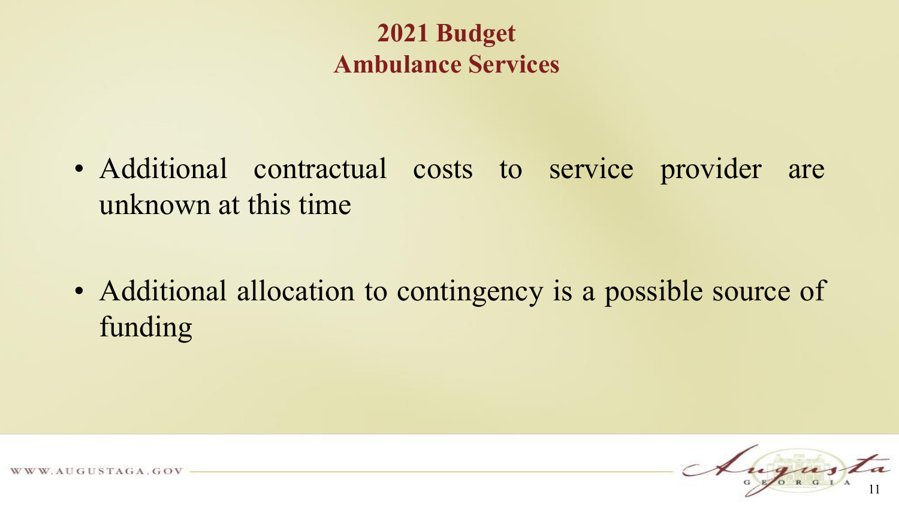# 2021 Budget
## Ambulance Services

- Additional contractual costs to service provider are unknown at this time

- Additional allocation to contingency is a possible source of funding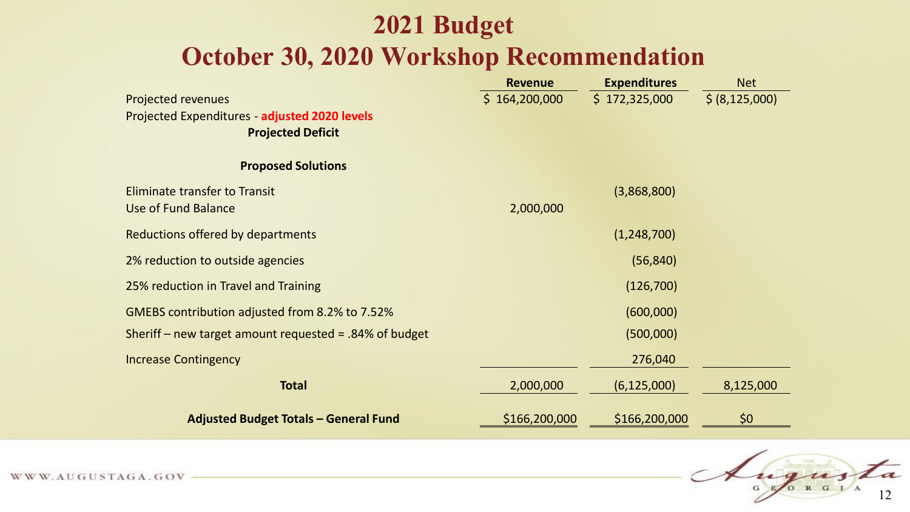# 2021 Budget
# October 30, 2020 Workshop Recommendation

| | Revenue | Expenditures | Net |
|---|---|---|---|
| Projected revenues | $ 164,200,000 | $ 172,325,000 | $ (8,125,000) |
| Projected Expenditures - **adjusted 2020 levels** | | | |
| **Projected Deficit** | | | |
| | | | |
| **Proposed Solutions** | | | |
| Eliminate transfer to Transit | | (3,868,800) | |
| Use of Fund Balance | 2,000,000 | | |
| Reductions offered by departments | | (1,248,700) | |
| 2% reduction to outside agencies | | (56,840) | |
| 25% reduction in Travel and Training | | (126,700) | |
| GMEBS contribution adjusted from 8.2% to 7.52% | | (600,000) | |
| Sheriff – new target amount requested = .84% of budget | | (500,000) | |
| Increase Contingency | | 276,040 | |
| **Total** | 2,000,000 | (6,125,000) | 8,125,000 |
| **Adjusted Budget Totals – General Fund** | $166,200,000 | $166,200,000 | $0 |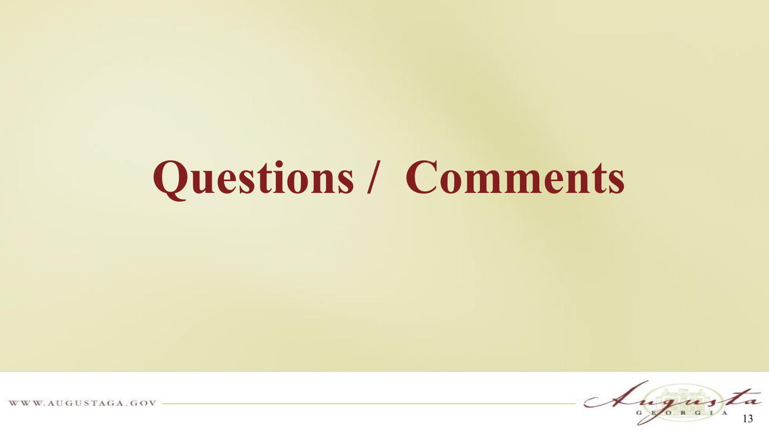# Questions / Comments